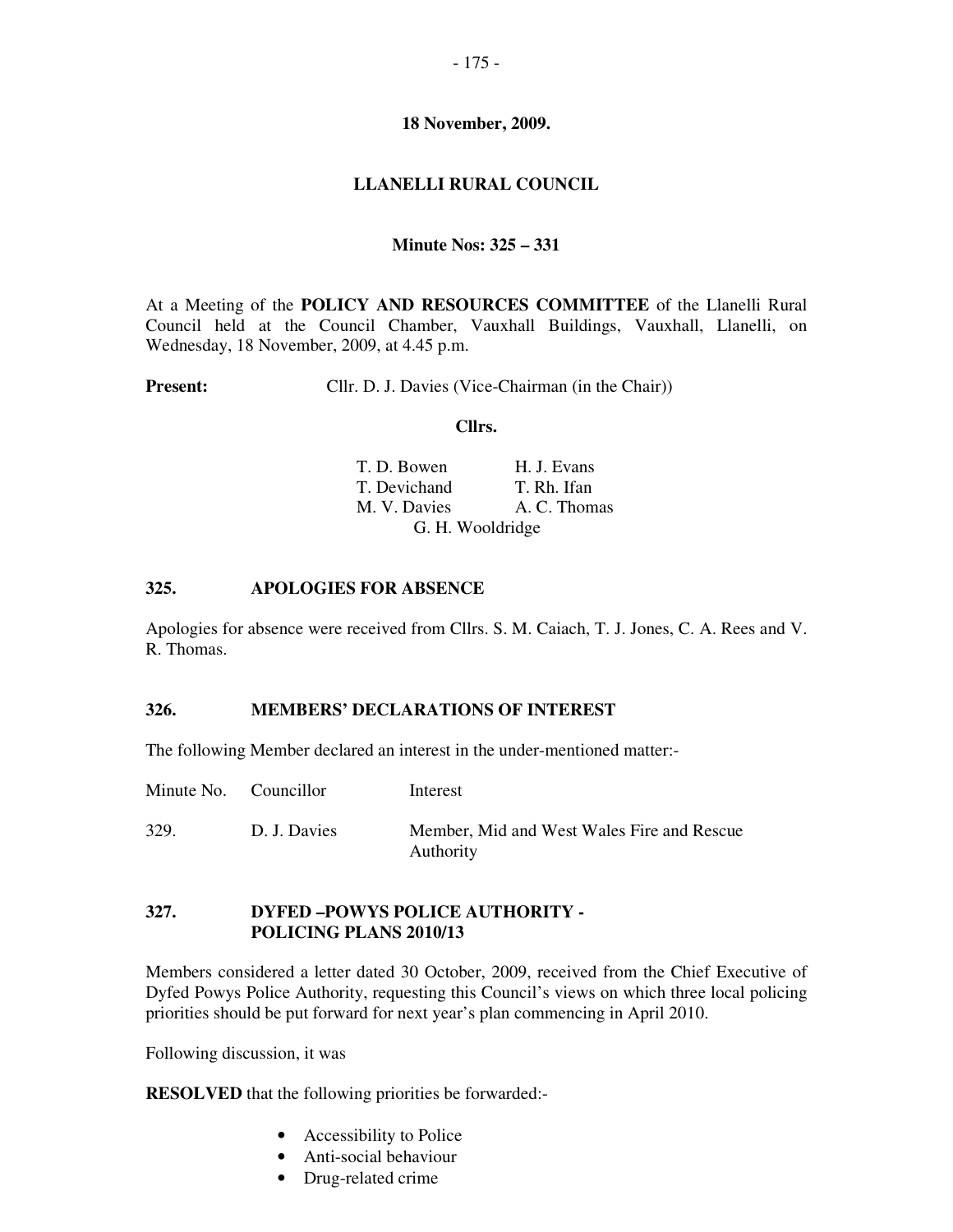**18 November, 2009.**

# LLANELLI RURAL COUNCIL

**Minute Nos: 325 – 331**

At a Meeting of the **POLICY AND RESOURCES COMMITTEE** of the Llanelli Rural Council held at the Council Chamber, Vauxhall Buildings, Vauxhall, Llanelli, on Wednesday, 18 November, 2009, at 4.45 p.m.

**Present:** Cllr. D. J. Davies (Vice-Chairman (in the Chair))

**Cllrs.**

T. D. Bowen, H. J. Evans
T. Devichand, T. Rh. Ifan
M. V. Davies, A. C. Thomas
G. H. Wooldridge

## 325. APOLOGIES FOR ABSENCE

Apologies for absence were received from Cllrs. S. M. Caiach, T. J. Jones, C. A. Rees and V. R. Thomas.

## 326. MEMBERS' DECLARATIONS OF INTEREST

The following Member declared an interest in the under-mentioned matter:-

| Minute No. | Councillor | Interest |
|---|---|---|
| 329. | D. J. Davies | Member, Mid and West Wales Fire and Rescue Authority |

## 327. DYFED –POWYS POLICE AUTHORITY - POLICING PLANS 2010/13

Members considered a letter dated 30 October, 2009, received from the Chief Executive of Dyfed Powys Police Authority, requesting this Council's views on which three local policing priorities should be put forward for next year's plan commencing in April 2010.

Following discussion, it was

**RESOLVED** that the following priorities be forwarded:-

- Accessibility to Police
- Anti-social behaviour
- Drug-related crime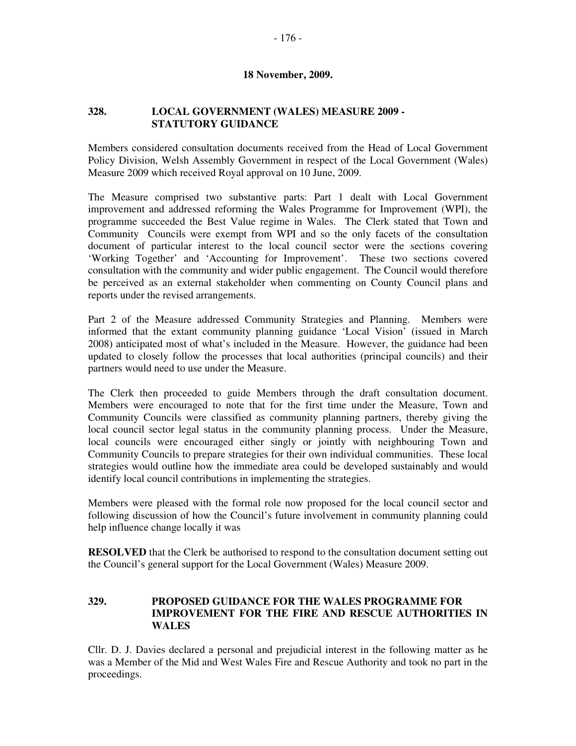**18 November, 2009.**

## 328. LOCAL GOVERNMENT (WALES) MEASURE 2009 - STATUTORY GUIDANCE

Members considered consultation documents received from the Head of Local Government Policy Division, Welsh Assembly Government in respect of the Local Government (Wales) Measure 2009 which received Royal approval on 10 June, 2009.

The Measure comprised two substantive parts: Part 1 dealt with Local Government improvement and addressed reforming the Wales Programme for Improvement (WPI), the programme succeeded the Best Value regime in Wales. The Clerk stated that Town and Community Councils were exempt from WPI and so the only facets of the consultation document of particular interest to the local council sector were the sections covering 'Working Together' and 'Accounting for Improvement'. These two sections covered consultation with the community and wider public engagement. The Council would therefore be perceived as an external stakeholder when commenting on County Council plans and reports under the revised arrangements.

Part 2 of the Measure addressed Community Strategies and Planning. Members were informed that the extant community planning guidance 'Local Vision' (issued in March 2008) anticipated most of what's included in the Measure. However, the guidance had been updated to closely follow the processes that local authorities (principal councils) and their partners would need to use under the Measure.

The Clerk then proceeded to guide Members through the draft consultation document. Members were encouraged to note that for the first time under the Measure, Town and Community Councils were classified as community planning partners, thereby giving the local council sector legal status in the community planning process. Under the Measure, local councils were encouraged either singly or jointly with neighbouring Town and Community Councils to prepare strategies for their own individual communities. These local strategies would outline how the immediate area could be developed sustainably and would identify local council contributions in implementing the strategies.

Members were pleased with the formal role now proposed for the local council sector and following discussion of how the Council's future involvement in community planning could help influence change locally it was

**RESOLVED** that the Clerk be authorised to respond to the consultation document setting out the Council's general support for the Local Government (Wales) Measure 2009.

## 329. PROPOSED GUIDANCE FOR THE WALES PROGRAMME FOR IMPROVEMENT FOR THE FIRE AND RESCUE AUTHORITIES IN WALES

Cllr. D. J. Davies declared a personal and prejudicial interest in the following matter as he was a Member of the Mid and West Wales Fire and Rescue Authority and took no part in the proceedings.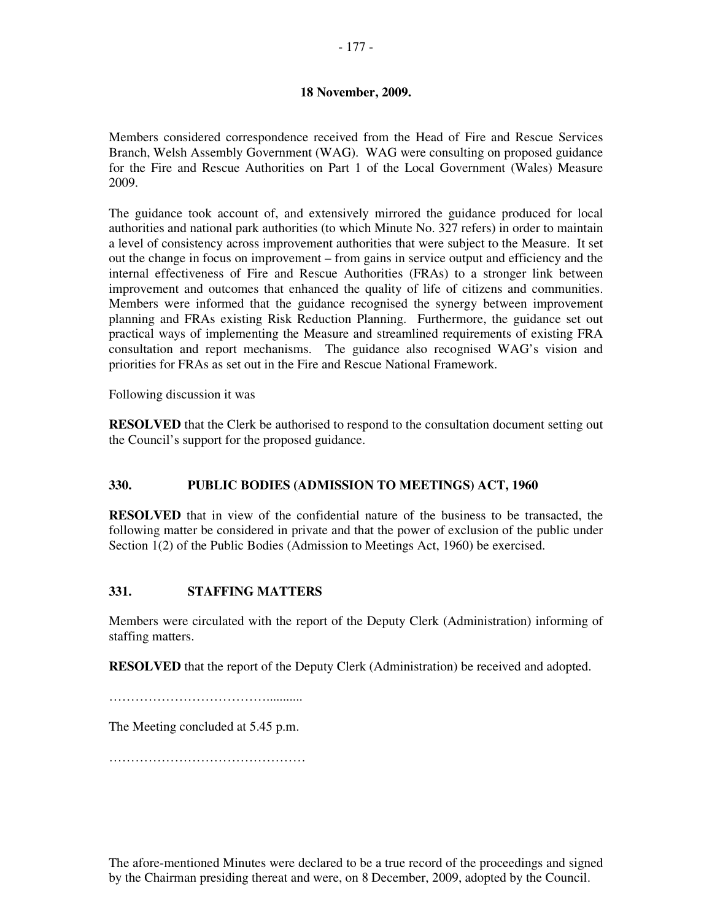**18 November, 2009.**

Members considered correspondence received from the Head of Fire and Rescue Services Branch, Welsh Assembly Government (WAG). WAG were consulting on proposed guidance for the Fire and Rescue Authorities on Part 1 of the Local Government (Wales) Measure 2009.

The guidance took account of, and extensively mirrored the guidance produced for local authorities and national park authorities (to which Minute No. 327 refers) in order to maintain a level of consistency across improvement authorities that were subject to the Measure. It set out the change in focus on improvement – from gains in service output and efficiency and the internal effectiveness of Fire and Rescue Authorities (FRAs) to a stronger link between improvement and outcomes that enhanced the quality of life of citizens and communities. Members were informed that the guidance recognised the synergy between improvement planning and FRAs existing Risk Reduction Planning. Furthermore, the guidance set out practical ways of implementing the Measure and streamlined requirements of existing FRA consultation and report mechanisms. The guidance also recognised WAG's vision and priorities for FRAs as set out in the Fire and Rescue National Framework.

Following discussion it was

**RESOLVED** that the Clerk be authorised to respond to the consultation document setting out the Council's support for the proposed guidance.

### 330. PUBLIC BODIES (ADMISSION TO MEETINGS) ACT, 1960

**RESOLVED** that in view of the confidential nature of the business to be transacted, the following matter be considered in private and that the power of exclusion of the public under Section 1(2) of the Public Bodies (Admission to Meetings Act, 1960) be exercised.

### 331. STAFFING MATTERS

Members were circulated with the report of the Deputy Clerk (Administration) informing of staffing matters.

**RESOLVED** that the report of the Deputy Clerk (Administration) be received and adopted.

…………………………………..........

The Meeting concluded at 5.45 p.m.

………………………………………

The afore-mentioned Minutes were declared to be a true record of the proceedings and signed by the Chairman presiding thereat and were, on 8 December, 2009, adopted by the Council.